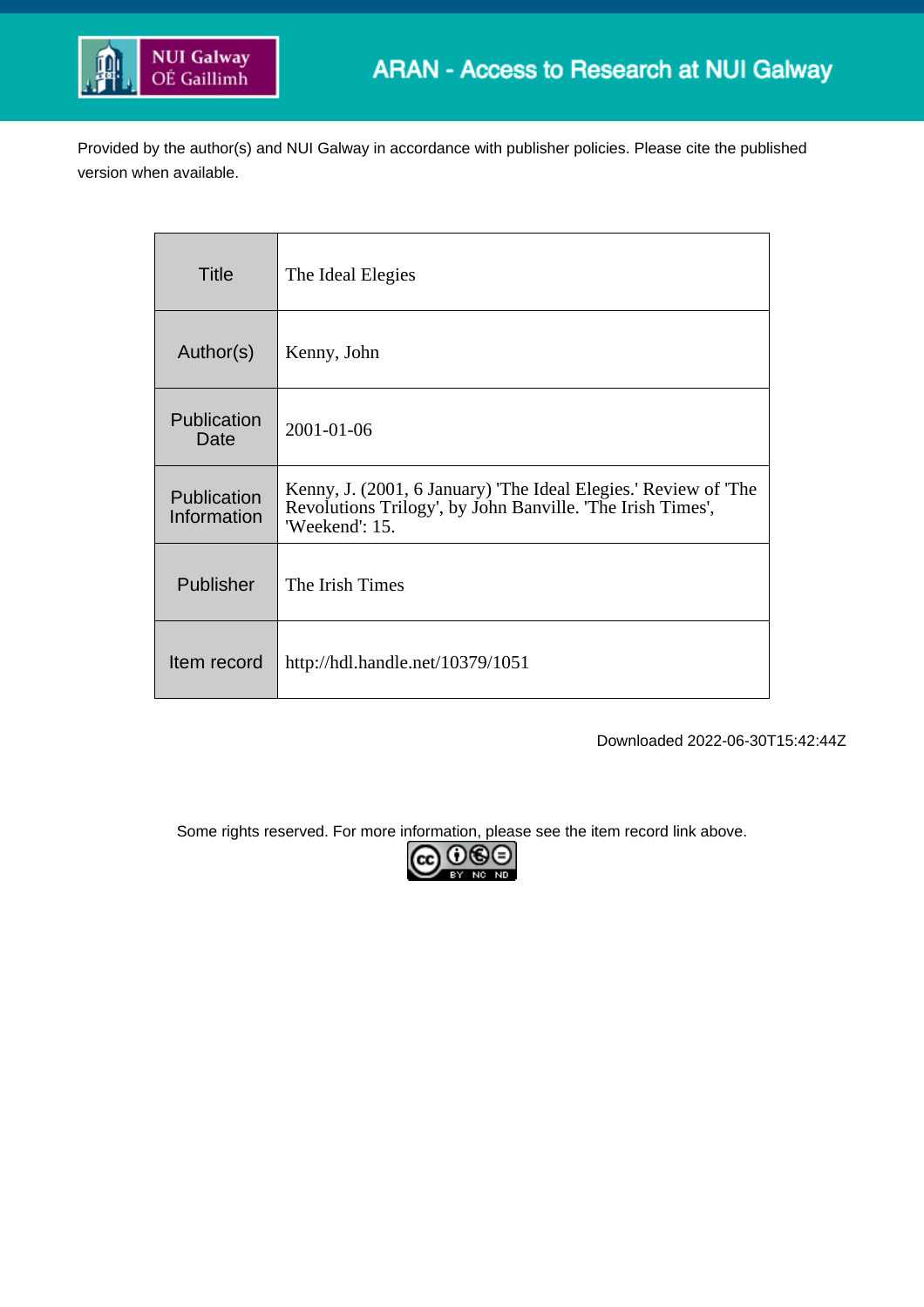ARAN - Access to Research at NUI Galway

Provided by the author(s) and NUI Galway in accordance with publisher policies. Please cite the published version when available.

| | |
|---|---|
| Title | The Ideal Elegies |
| Author(s) | Kenny, John |
| Publication Date | 2001-01-06 |
| Publication Information | Kenny, J. (2001, 6 January) 'The Ideal Elegies.' Review of 'The Revolutions Trilogy', by John Banville. 'The Irish Times', 'Weekend': 15. |
| Publisher | The Irish Times |
| Item record | http://hdl.handle.net/10379/1051 |

Downloaded 2022-06-30T15:42:44Z

Some rights reserved. For more information, please see the item record link above.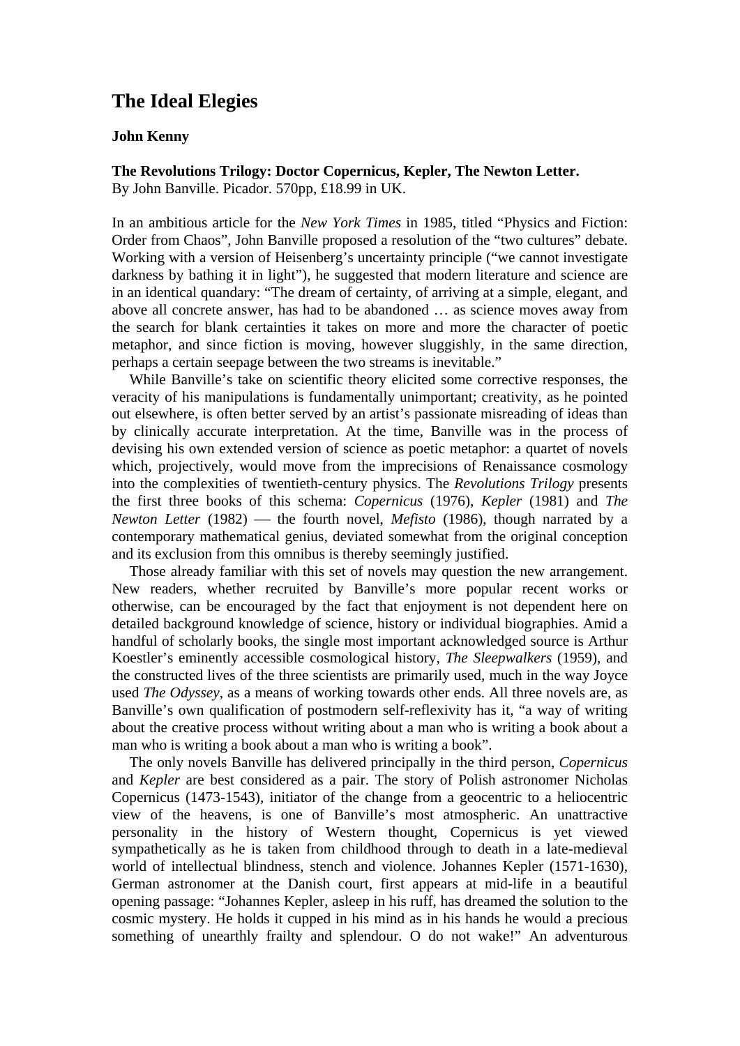# The Ideal Elegies

**John Kenny**

**The Revolutions Trilogy: Doctor Copernicus, Kepler, The Newton Letter.**
By John Banville. Picador. 570pp, £18.99 in UK.

In an ambitious article for the *New York Times* in 1985, titled "Physics and Fiction: Order from Chaos", John Banville proposed a resolution of the "two cultures" debate. Working with a version of Heisenberg's uncertainty principle ("we cannot investigate darkness by bathing it in light"), he suggested that modern literature and science are in an identical quandary: "The dream of certainty, of arriving at a simple, elegant, and above all concrete answer, has had to be abandoned … as science moves away from the search for blank certainties it takes on more and more the character of poetic metaphor, and since fiction is moving, however sluggishly, in the same direction, perhaps a certain seepage between the two streams is inevitable."

While Banville's take on scientific theory elicited some corrective responses, the veracity of his manipulations is fundamentally unimportant; creativity, as he pointed out elsewhere, is often better served by an artist's passionate misreading of ideas than by clinically accurate interpretation. At the time, Banville was in the process of devising his own extended version of science as poetic metaphor: a quartet of novels which, projectively, would move from the imprecisions of Renaissance cosmology into the complexities of twentieth-century physics. The *Revolutions Trilogy* presents the first three books of this schema: *Copernicus* (1976), *Kepler* (1981) and *The Newton Letter* (1982) — the fourth novel, *Mefisto* (1986), though narrated by a contemporary mathematical genius, deviated somewhat from the original conception and its exclusion from this omnibus is thereby seemingly justified.

Those already familiar with this set of novels may question the new arrangement. New readers, whether recruited by Banville's more popular recent works or otherwise, can be encouraged by the fact that enjoyment is not dependent here on detailed background knowledge of science, history or individual biographies. Amid a handful of scholarly books, the single most important acknowledged source is Arthur Koestler's eminently accessible cosmological history, *The Sleepwalkers* (1959), and the constructed lives of the three scientists are primarily used, much in the way Joyce used *The Odyssey*, as a means of working towards other ends. All three novels are, as Banville's own qualification of postmodern self-reflexivity has it, "a way of writing about the creative process without writing about a man who is writing a book about a man who is writing a book about a man who is writing a book".

The only novels Banville has delivered principally in the third person, *Copernicus* and *Kepler* are best considered as a pair. The story of Polish astronomer Nicholas Copernicus (1473-1543), initiator of the change from a geocentric to a heliocentric view of the heavens, is one of Banville's most atmospheric. An unattractive personality in the history of Western thought, Copernicus is yet viewed sympathetically as he is taken from childhood through to death in a late-medieval world of intellectual blindness, stench and violence. Johannes Kepler (1571-1630), German astronomer at the Danish court, first appears at mid-life in a beautiful opening passage: "Johannes Kepler, asleep in his ruff, has dreamed the solution to the cosmic mystery. He holds it cupped in his mind as in his hands he would a precious something of unearthly frailty and splendour. O do not wake!" An adventurous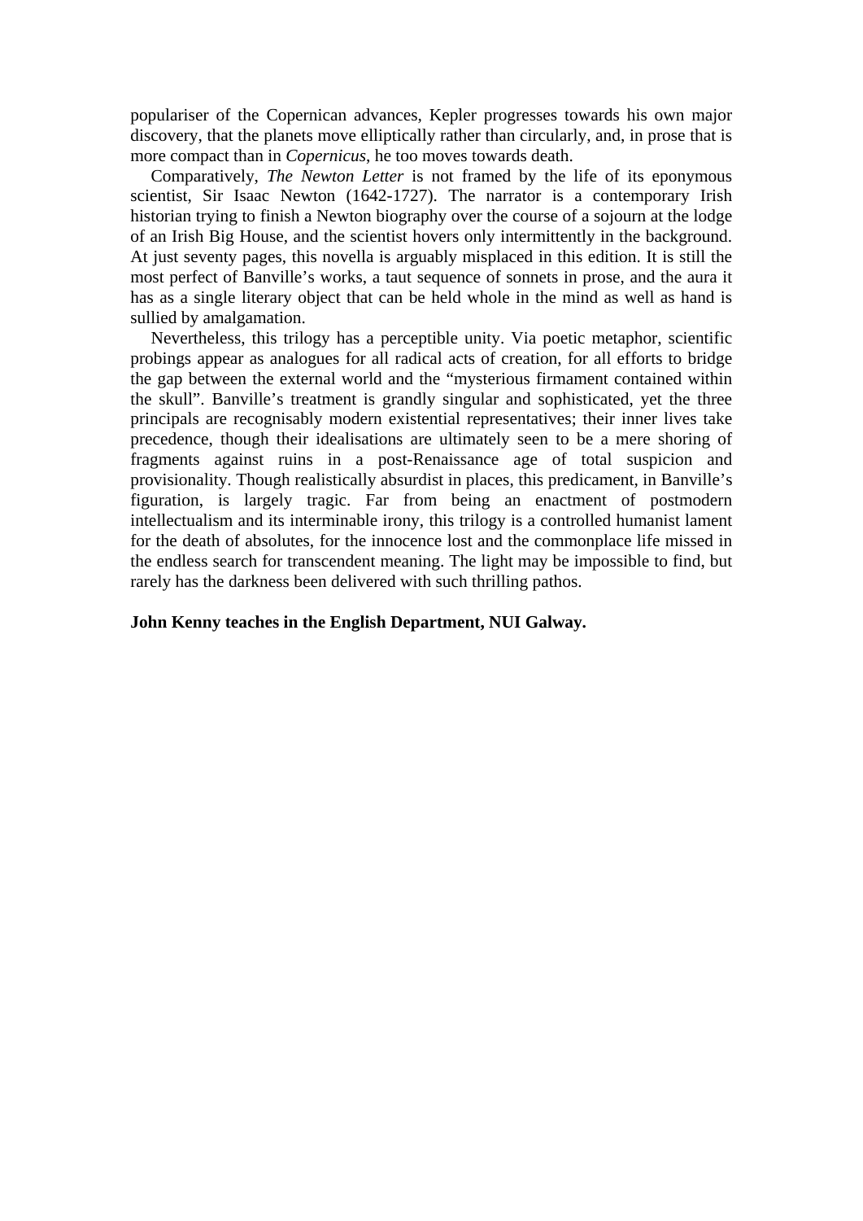populariser of the Copernican advances, Kepler progresses towards his own major discovery, that the planets move elliptically rather than circularly, and, in prose that is more compact than in *Copernicus*, he too moves towards death.

Comparatively, *The Newton Letter* is not framed by the life of its eponymous scientist, Sir Isaac Newton (1642-1727). The narrator is a contemporary Irish historian trying to finish a Newton biography over the course of a sojourn at the lodge of an Irish Big House, and the scientist hovers only intermittently in the background. At just seventy pages, this novella is arguably misplaced in this edition. It is still the most perfect of Banville's works, a taut sequence of sonnets in prose, and the aura it has as a single literary object that can be held whole in the mind as well as hand is sullied by amalgamation.

Nevertheless, this trilogy has a perceptible unity. Via poetic metaphor, scientific probings appear as analogues for all radical acts of creation, for all efforts to bridge the gap between the external world and the "mysterious firmament contained within the skull". Banville's treatment is grandly singular and sophisticated, yet the three principals are recognisably modern existential representatives; their inner lives take precedence, though their idealisations are ultimately seen to be a mere shoring of fragments against ruins in a post-Renaissance age of total suspicion and provisionality. Though realistically absurdist in places, this predicament, in Banville's figuration, is largely tragic. Far from being an enactment of postmodern intellectualism and its interminable irony, this trilogy is a controlled humanist lament for the death of absolutes, for the innocence lost and the commonplace life missed in the endless search for transcendent meaning. The light may be impossible to find, but rarely has the darkness been delivered with such thrilling pathos.

**John Kenny teaches in the English Department, NUI Galway.**